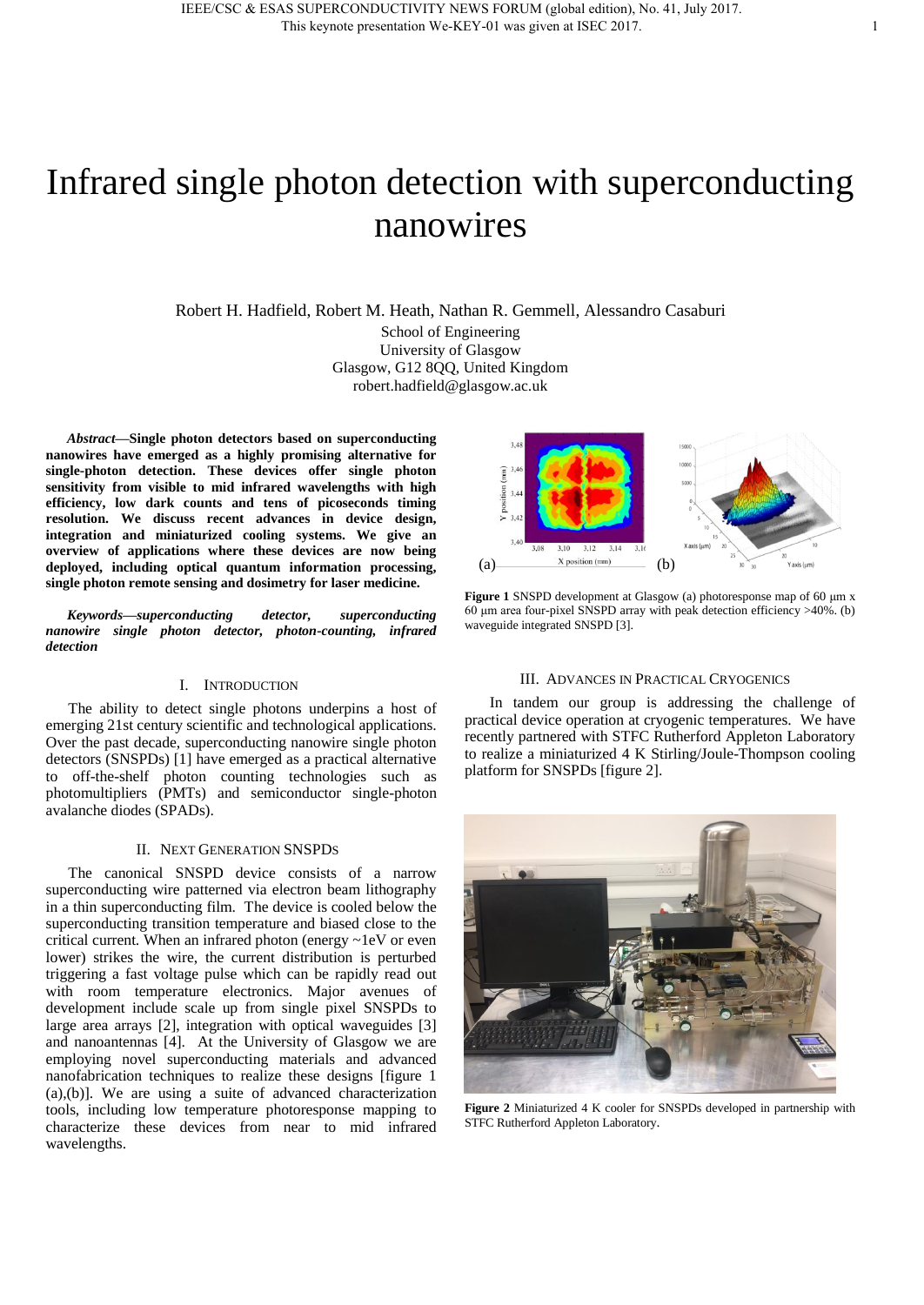# Infrared single photon detection with superconducting nanowires

Robert H. Hadfield, Robert M. Heath, Nathan R. Gemmell, Alessandro Casaburi

School of Engineering
University of Glasgow
Glasgow, G12 8QQ, United Kingdom
robert.hadfield@glasgow.ac.uk

***Abstract*—Single photon detectors based on superconducting nanowires have emerged as a highly promising alternative for single-photon detection. These devices offer single photon sensitivity from visible to mid infrared wavelengths with high efficiency, low dark counts and tens of picoseconds timing resolution. We discuss recent advances in device design, integration and miniaturized cooling systems. We give an overview of applications where these devices are now being deployed, including optical quantum information processing, single photon remote sensing and dosimetry for laser medicine.**

***Keywords—superconducting detector, superconducting nanowire single photon detector, photon-counting, infrared detection***

## I. Introduction

The ability to detect single photons underpins a host of emerging 21st century scientific and technological applications. Over the past decade, superconducting nanowire single photon detectors (SNSPDs) [1] have emerged as a practical alternative to off-the-shelf photon counting technologies such as photomultipliers (PMTs) and semiconductor single-photon avalanche diodes (SPADs).

## II. Next Generation SNSPDs

The canonical SNSPD device consists of a narrow superconducting wire patterned via electron beam lithography in a thin superconducting film. The device is cooled below the superconducting transition temperature and biased close to the critical current. When an infrared photon (energy ~1eV or even lower) strikes the wire, the current distribution is perturbed triggering a fast voltage pulse which can be rapidly read out with room temperature electronics. Major avenues of development include scale up from single pixel SNSPDs to large area arrays [2], integration with optical waveguides [3] and nanoantennas [4]. At the University of Glasgow we are employing novel superconducting materials and advanced nanofabrication techniques to realize these designs [figure 1 (a),(b)]. We are using a suite of advanced characterization tools, including low temperature photoresponse mapping to characterize these devices from near to mid infrared wavelengths.

**Figure 1** SNSPD development at Glasgow (a) photoresponse map of 60 μm x 60 μm area four-pixel SNSPD array with peak detection efficiency >40%. (b) waveguide integrated SNSPD [3].

## III. Advances in Practical Cryogenics

In tandem our group is addressing the challenge of practical device operation at cryogenic temperatures. We have recently partnered with STFC Rutherford Appleton Laboratory to realize a miniaturized 4 K Stirling/Joule-Thompson cooling platform for SNSPDs [figure 2].

**Figure 2** Miniaturized 4 K cooler for SNSPDs developed in partnership with STFC Rutherford Appleton Laboratory.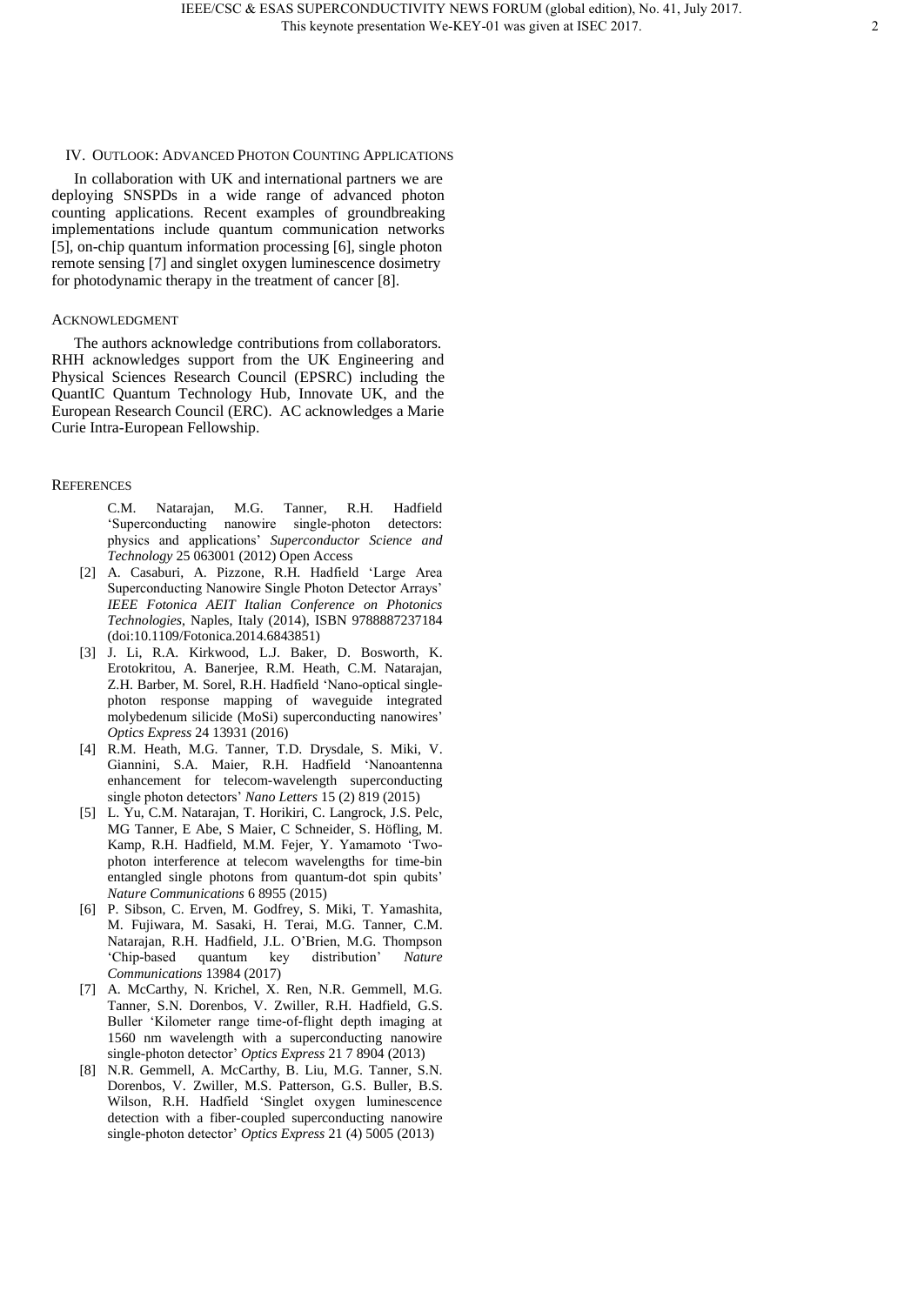## IV. Outlook: Advanced Photon Counting Applications

In collaboration with UK and international partners we are deploying SNSPDs in a wide range of advanced photon counting applications. Recent examples of groundbreaking implementations include quantum communication networks [5], on-chip quantum information processing [6], single photon remote sensing [7] and singlet oxygen luminescence dosimetry for photodynamic therapy in the treatment of cancer [8].

## Acknowledgment

The authors acknowledge contributions from collaborators. RHH acknowledges support from the UK Engineering and Physical Sciences Research Council (EPSRC) including the QuantIC Quantum Technology Hub, Innovate UK, and the European Research Council (ERC). AC acknowledges a Marie Curie Intra-European Fellowship.

## References

C.M. Natarajan, M.G. Tanner, R.H. Hadfield 'Superconducting nanowire single-photon detectors: physics and applications' *Superconductor Science and Technology* 25 063001 (2012) Open Access

[2] A. Casaburi, A. Pizzone, R.H. Hadfield 'Large Area Superconducting Nanowire Single Photon Detector Arrays' *IEEE Fotonica AEIT Italian Conference on Photonics Technologies*, Naples, Italy (2014), ISBN 9788887237184 (doi:10.1109/Fotonica.2014.6843851)

[3] J. Li, R.A. Kirkwood, L.J. Baker, D. Bosworth, K. Erotokritou, A. Banerjee, R.M. Heath, C.M. Natarajan, Z.H. Barber, M. Sorel, R.H. Hadfield 'Nano-optical single-photon response mapping of waveguide integrated molybedenum silicide (MoSi) superconducting nanowires' *Optics Express* 24 13931 (2016)

[4] R.M. Heath, M.G. Tanner, T.D. Drysdale, S. Miki, V. Giannini, S.A. Maier, R.H. Hadfield 'Nanoantenna enhancement for telecom-wavelength superconducting single photon detectors' *Nano Letters* 15 (2) 819 (2015)

[5] L. Yu, C.M. Natarajan, T. Horikiri, C. Langrock, J.S. Pelc, MG Tanner, E Abe, S Maier, C Schneider, S. Höfling, M. Kamp, R.H. Hadfield, M.M. Fejer, Y. Yamamoto 'Two-photon interference at telecom wavelengths for time-bin entangled single photons from quantum-dot spin qubits' *Nature Communications* 6 8955 (2015)

[6] P. Sibson, C. Erven, M. Godfrey, S. Miki, T. Yamashita, M. Fujiwara, M. Sasaki, H. Terai, M.G. Tanner, C.M. Natarajan, R.H. Hadfield, J.L. O'Brien, M.G. Thompson 'Chip-based quantum key distribution' *Nature Communications* 13984 (2017)

[7] A. McCarthy, N. Krichel, X. Ren, N.R. Gemmell, M.G. Tanner, S.N. Dorenbos, V. Zwiller, R.H. Hadfield, G.S. Buller 'Kilometer range time-of-flight depth imaging at 1560 nm wavelength with a superconducting nanowire single-photon detector' *Optics Express* 21 7 8904 (2013)

[8] N.R. Gemmell, A. McCarthy, B. Liu, M.G. Tanner, S.N. Dorenbos, V. Zwiller, M.S. Patterson, G.S. Buller, B.S. Wilson, R.H. Hadfield 'Singlet oxygen luminescence detection with a fiber-coupled superconducting nanowire single-photon detector' *Optics Express* 21 (4) 5005 (2013)